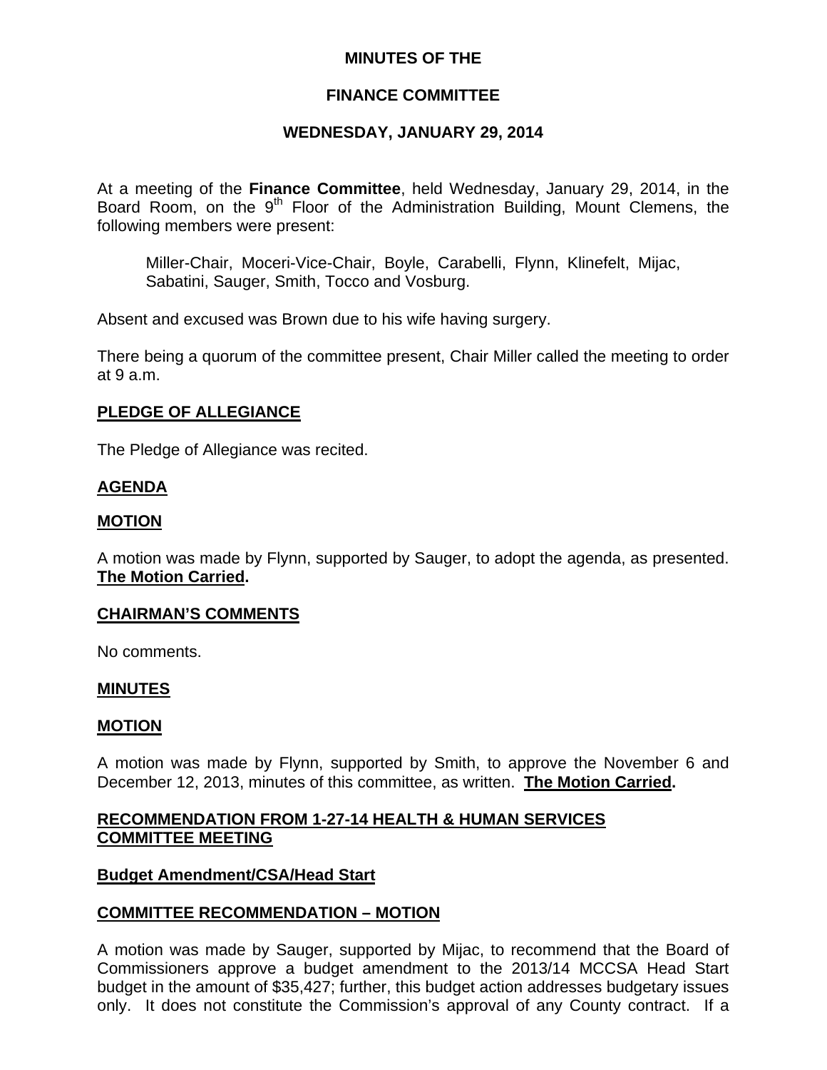**MINUTES OF THE**

**FINANCE COMMITTEE**

**WEDNESDAY, JANUARY 29, 2014**

At a meeting of the **Finance Committee**, held Wednesday, January 29, 2014, in the Board Room, on the 9th Floor of the Administration Building, Mount Clemens, the following members were present:

Miller-Chair, Moceri-Vice-Chair, Boyle, Carabelli, Flynn, Klinefelt, Mijac, Sabatini, Sauger, Smith, Tocco and Vosburg.

Absent and excused was Brown due to his wife having surgery.

There being a quorum of the committee present, Chair Miller called the meeting to order at 9 a.m.

**PLEDGE OF ALLEGIANCE**

The Pledge of Allegiance was recited.

**AGENDA**

**MOTION**

A motion was made by Flynn, supported by Sauger, to adopt the agenda, as presented. **The Motion Carried.**

**CHAIRMAN'S COMMENTS**

No comments.

**MINUTES**

**MOTION**

A motion was made by Flynn, supported by Smith, to approve the November 6 and December 12, 2013, minutes of this committee, as written. **The Motion Carried.**

**RECOMMENDATION FROM 1-27-14 HEALTH & HUMAN SERVICES COMMITTEE MEETING**

**Budget Amendment/CSA/Head Start**

**COMMITTEE RECOMMENDATION – MOTION**

A motion was made by Sauger, supported by Mijac, to recommend that the Board of Commissioners approve a budget amendment to the 2013/14 MCCSA Head Start budget in the amount of $35,427; further, this budget action addresses budgetary issues only. It does not constitute the Commission's approval of any County contract. If a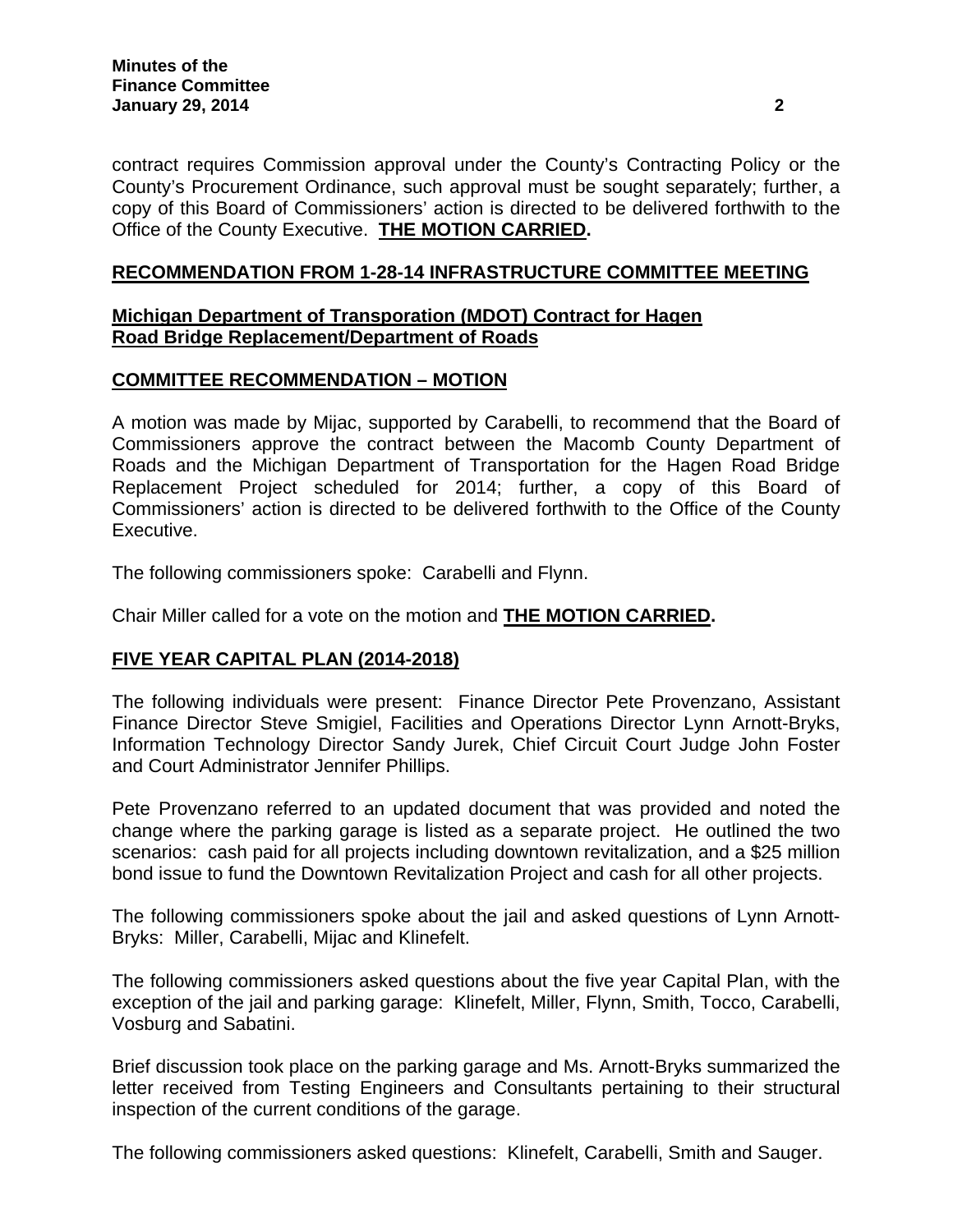contract requires Commission approval under the County's Contracting Policy or the County's Procurement Ordinance, such approval must be sought separately; further, a copy of this Board of Commissioners' action is directed to be delivered forthwith to the Office of the County Executive. **THE MOTION CARRIED.**

## RECOMMENDATION FROM 1-28-14 INFRASTRUCTURE COMMITTEE MEETING

### Michigan Department of Transporation (MDOT) Contract for Hagen Road Bridge Replacement/Department of Roads

### COMMITTEE RECOMMENDATION – MOTION

A motion was made by Mijac, supported by Carabelli, to recommend that the Board of Commissioners approve the contract between the Macomb County Department of Roads and the Michigan Department of Transportation for the Hagen Road Bridge Replacement Project scheduled for 2014; further, a copy of this Board of Commissioners' action is directed to be delivered forthwith to the Office of the County Executive.

The following commissioners spoke: Carabelli and Flynn.

Chair Miller called for a vote on the motion and **THE MOTION CARRIED.**

## FIVE YEAR CAPITAL PLAN (2014-2018)

The following individuals were present: Finance Director Pete Provenzano, Assistant Finance Director Steve Smigiel, Facilities and Operations Director Lynn Arnott-Bryks, Information Technology Director Sandy Jurek, Chief Circuit Court Judge John Foster and Court Administrator Jennifer Phillips.

Pete Provenzano referred to an updated document that was provided and noted the change where the parking garage is listed as a separate project. He outlined the two scenarios: cash paid for all projects including downtown revitalization, and a $25 million bond issue to fund the Downtown Revitalization Project and cash for all other projects.

The following commissioners spoke about the jail and asked questions of Lynn Arnott-Bryks: Miller, Carabelli, Mijac and Klinefelt.

The following commissioners asked questions about the five year Capital Plan, with the exception of the jail and parking garage: Klinefelt, Miller, Flynn, Smith, Tocco, Carabelli, Vosburg and Sabatini.

Brief discussion took place on the parking garage and Ms. Arnott-Bryks summarized the letter received from Testing Engineers and Consultants pertaining to their structural inspection of the current conditions of the garage.

The following commissioners asked questions: Klinefelt, Carabelli, Smith and Sauger.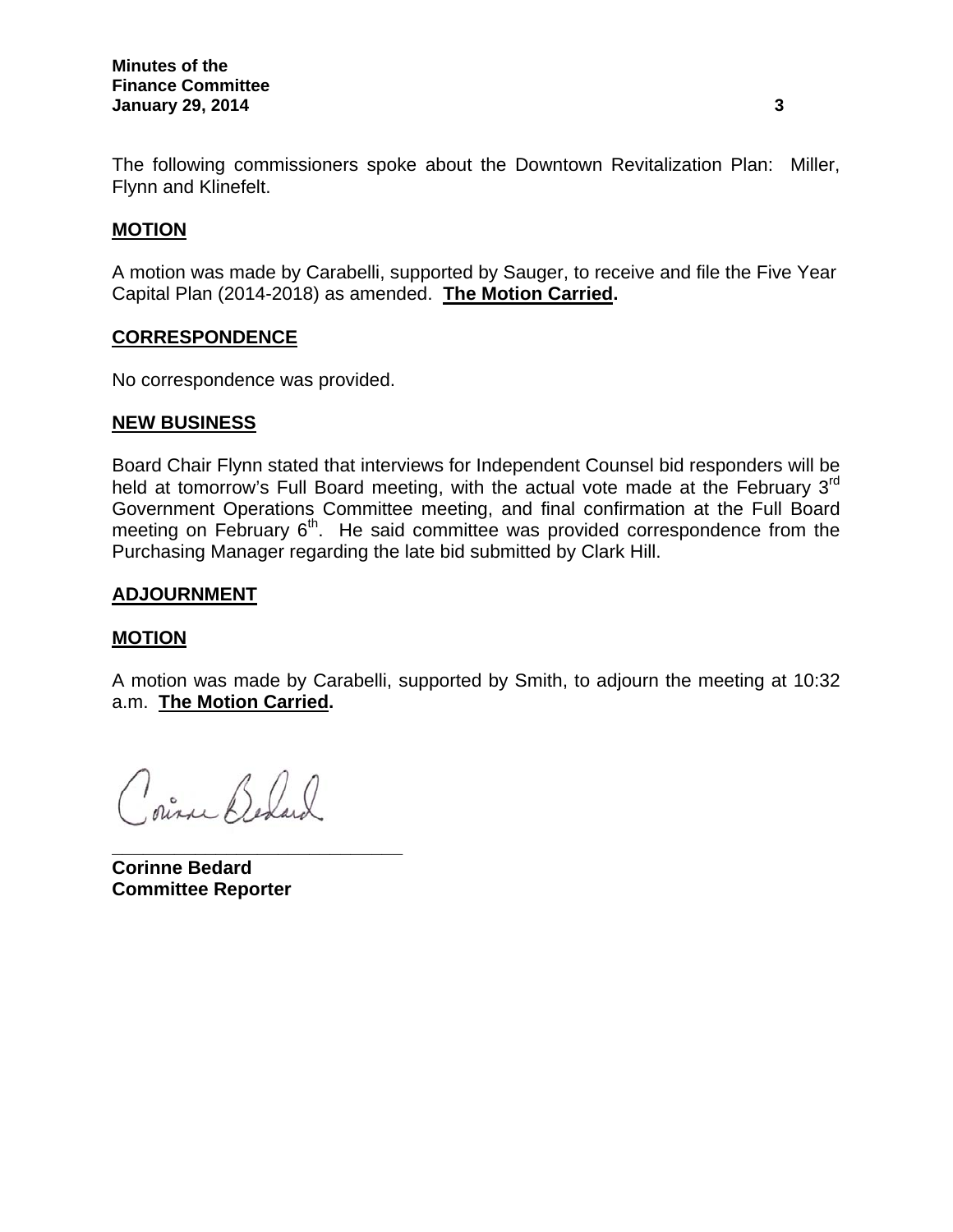The following commissioners spoke about the Downtown Revitalization Plan: Miller, Flynn and Klinefelt.

**MOTION**

A motion was made by Carabelli, supported by Sauger, to receive and file the Five Year Capital Plan (2014-2018) as amended. **The Motion Carried.**

**CORRESPONDENCE**

No correspondence was provided.

**NEW BUSINESS**

Board Chair Flynn stated that interviews for Independent Counsel bid responders will be held at tomorrow's Full Board meeting, with the actual vote made at the February 3rd Government Operations Committee meeting, and final confirmation at the Full Board meeting on February 6th. He said committee was provided correspondence from the Purchasing Manager regarding the late bid submitted by Clark Hill.

**ADJOURNMENT**

**MOTION**

A motion was made by Carabelli, supported by Smith, to adjourn the meeting at 10:32 a.m. **The Motion Carried.**

\_\_\_\_\_\_\_\_\_\_\_\_\_\_\_\_\_\_\_\_\_\_\_\_\_\_\_\_\_\_

**Corinne Bedard**
**Committee Reporter**